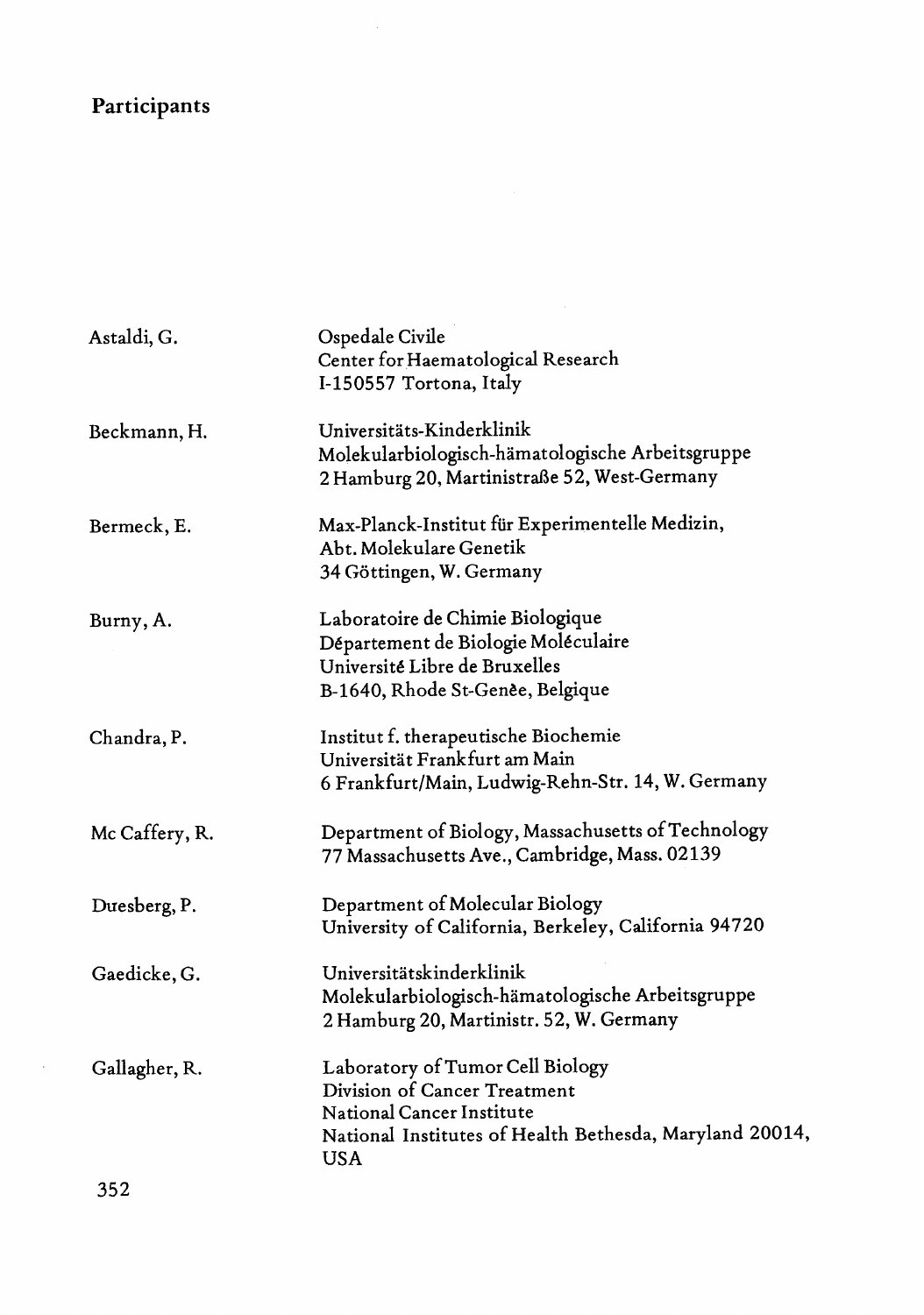## Participants

| | |
|---|---|
| Astaldi, G. | Ospedale Civile<br>Center for Haematological Research<br>I-150557 Tortona, Italy |
| Beckmann, H. | Universitäts-Kinderklinik<br>Molekularbiologisch-hämatologische Arbeitsgruppe<br>2 Hamburg 20, Martinistraße 52, West-Germany |
| Bermeck, E. | Max-Planck-Institut für Experimentelle Medizin,<br>Abt. Molekulare Genetik<br>34 Göttingen, W. Germany |
| Burny, A. | Laboratoire de Chimie Biologique<br>Département de Biologie Moléculaire<br>Université Libre de Bruxelles<br>B-1640, Rhode St-Genèe, Belgique |
| Chandra, P. | Institut f. therapeutische Biochemie<br>Universität Frankfurt am Main<br>6 Frankfurt/Main, Ludwig-Rehn-Str. 14, W. Germany |
| Mc Caffery, R. | Department of Biology, Massachusetts of Technology<br>77 Massachusetts Ave., Cambridge, Mass. 02139 |
| Duesberg, P. | Department of Molecular Biology<br>University of California, Berkeley, California 94720 |
| Gaedicke, G. | Universitätskinderklinik<br>Molekularbiologisch-hämatologische Arbeitsgruppe<br>2 Hamburg 20, Martinistr. 52, W. Germany |
| Gallagher, R. | Laboratory of Tumor Cell Biology<br>Division of Cancer Treatment<br>National Cancer Institute<br>National Institutes of Health Bethesda, Maryland 20014, USA |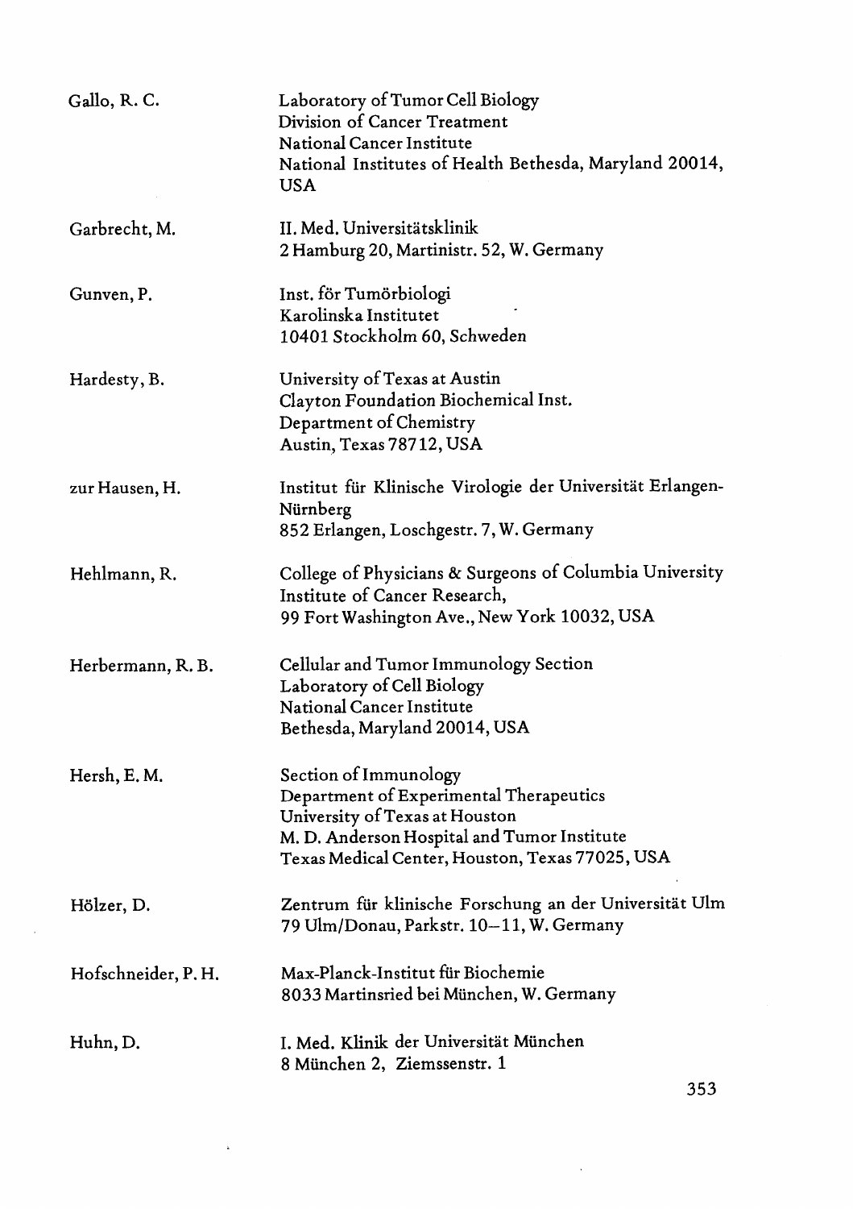| | |
|---|---|
| Gallo, R. C. | Laboratory of Tumor Cell Biology<br>Division of Cancer Treatment<br>National Cancer Institute<br>National Institutes of Health Bethesda, Maryland 20014, USA |
| Garbrecht, M. | II. Med. Universitätsklinik<br>2 Hamburg 20, Martinistr. 52, W. Germany |
| Gunven, P. | Inst. för Tumörbiologi<br>Karolinska Institutet<br>10401 Stockholm 60, Schweden |
| Hardesty, B. | University of Texas at Austin<br>Clayton Foundation Biochemical Inst.<br>Department of Chemistry<br>Austin, Texas 78712, USA |
| zur Hausen, H. | Institut für Klinische Virologie der Universität Erlangen-Nürnberg<br>852 Erlangen, Loschgestr. 7, W. Germany |
| Hehlmann, R. | College of Physicians & Surgeons of Columbia University<br>Institute of Cancer Research,<br>99 Fort Washington Ave., New York 10032, USA |
| Herbermann, R. B. | Cellular and Tumor Immunology Section<br>Laboratory of Cell Biology<br>National Cancer Institute<br>Bethesda, Maryland 20014, USA |
| Hersh, E. M. | Section of Immunology<br>Department of Experimental Therapeutics<br>University of Texas at Houston<br>M. D. Anderson Hospital and Tumor Institute<br>Texas Medical Center, Houston, Texas 77025, USA |
| Hölzer, D. | Zentrum für klinische Forschung an der Universität Ulm<br>79 Ulm/Donau, Parkstr. 10–11, W. Germany |
| Hofschneider, P. H. | Max-Planck-Institut für Biochemie<br>8033 Martinsried bei München, W. Germany |
| Huhn, D. | I. Med. Klinik der Universität München<br>8 München 2, Ziemssenstr. 1 |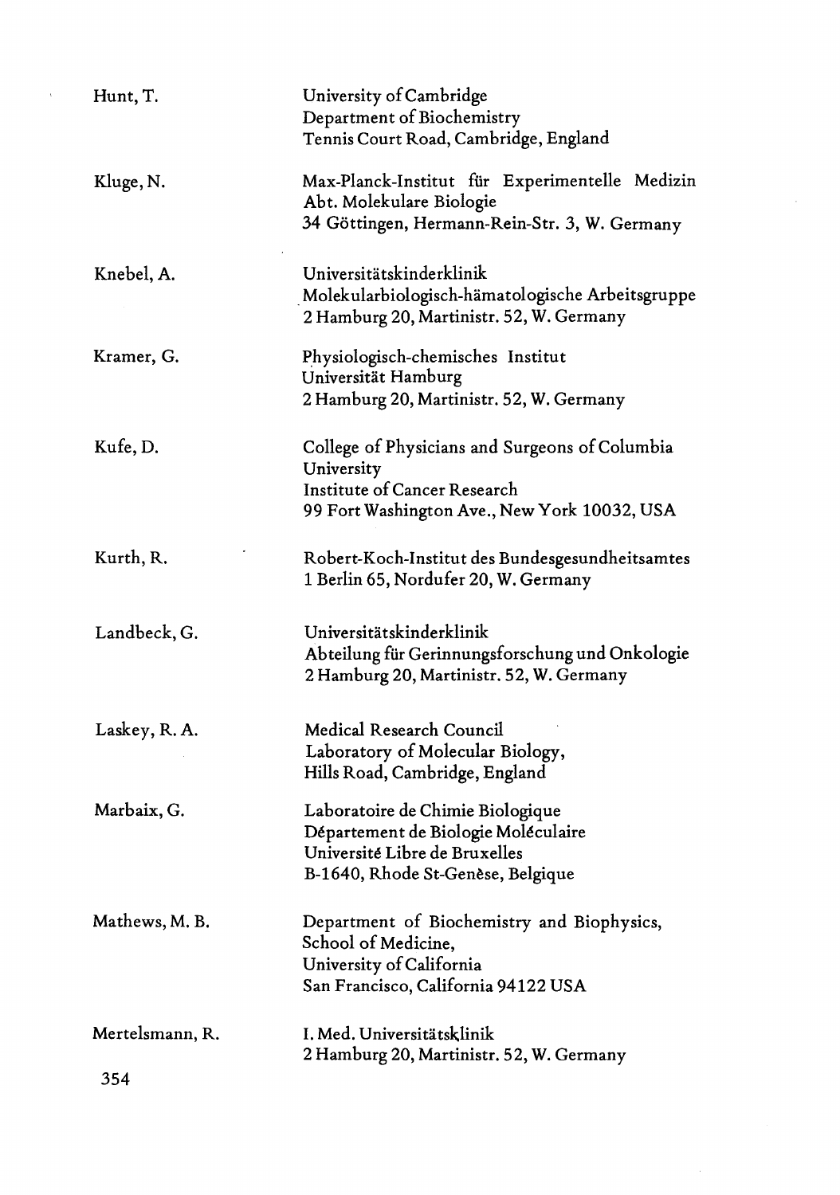| | |
|---|---|
| Hunt, T. | University of Cambridge<br>Department of Biochemistry<br>Tennis Court Road, Cambridge, England |
| Kluge, N. | Max-Planck-Institut für Experimentelle Medizin<br>Abt. Molekulare Biologie<br>34 Göttingen, Hermann-Rein-Str. 3, W. Germany |
| Knebel, A. | Universitätskinderklinik<br>Molekularbiologisch-hämatologische Arbeitsgruppe<br>2 Hamburg 20, Martinistr. 52, W. Germany |
| Kramer, G. | Physiologisch-chemisches Institut<br>Universität Hamburg<br>2 Hamburg 20, Martinistr. 52, W. Germany |
| Kufe, D. | College of Physicians and Surgeons of Columbia University<br>Institute of Cancer Research<br>99 Fort Washington Ave., New York 10032, USA |
| Kurth, R. | Robert-Koch-Institut des Bundesgesundheitsamtes<br>1 Berlin 65, Nordufer 20, W. Germany |
| Landbeck, G. | Universitätskinderklinik<br>Abteilung für Gerinnungsforschung und Onkologie<br>2 Hamburg 20, Martinistr. 52, W. Germany |
| Laskey, R. A. | Medical Research Council<br>Laboratory of Molecular Biology,<br>Hills Road, Cambridge, England |
| Marbaix, G. | Laboratoire de Chimie Biologique<br>Département de Biologie Moléculaire<br>Université Libre de Bruxelles<br>B-1640, Rhode St-Genèse, Belgique |
| Mathews, M. B. | Department of Biochemistry and Biophysics,<br>School of Medicine,<br>University of California<br>San Francisco, California 94122 USA |
| Mertelsmann, R. | I. Med. Universitätsklinik<br>2 Hamburg 20, Martinistr. 52, W. Germany |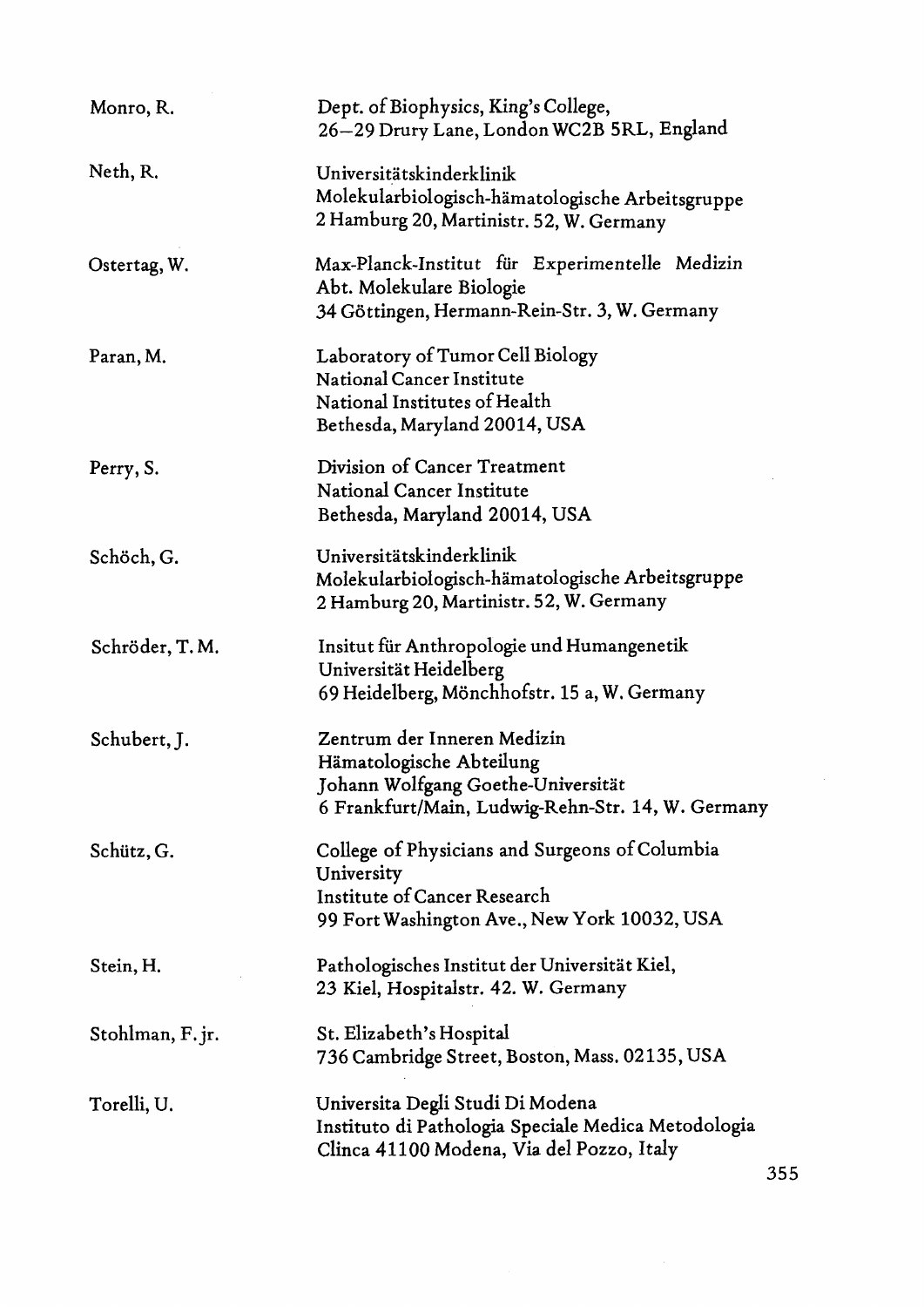| | |
|---|---|
| Monro, R. | Dept. of Biophysics, King's College,<br>26–29 Drury Lane, London WC2B 5RL, England |
| Neth, R. | Universitätskinderklinik<br>Molekularbiologisch-hämatologische Arbeitsgruppe<br>2 Hamburg 20, Martinistr. 52, W. Germany |
| Ostertag, W. | Max-Planck-Institut für Experimentelle Medizin<br>Abt. Molekulare Biologie<br>34 Göttingen, Hermann-Rein-Str. 3, W. Germany |
| Paran, M. | Laboratory of Tumor Cell Biology<br>National Cancer Institute<br>National Institutes of Health<br>Bethesda, Maryland 20014, USA |
| Perry, S. | Division of Cancer Treatment<br>National Cancer Institute<br>Bethesda, Maryland 20014, USA |
| Schöch, G. | Universitätskinderklinik<br>Molekularbiologisch-hämatologische Arbeitsgruppe<br>2 Hamburg 20, Martinistr. 52, W. Germany |
| Schröder, T. M. | Insitut für Anthropologie und Humangenetik<br>Universität Heidelberg<br>69 Heidelberg, Mönchhofstr. 15 a, W. Germany |
| Schubert, J. | Zentrum der Inneren Medizin<br>Hämatologische Abteilung<br>Johann Wolfgang Goethe-Universität<br>6 Frankfurt/Main, Ludwig-Rehn-Str. 14, W. Germany |
| Schütz, G. | College of Physicians and Surgeons of Columbia University<br>Institute of Cancer Research<br>99 Fort Washington Ave., New York 10032, USA |
| Stein, H. | Pathologisches Institut der Universität Kiel,<br>23 Kiel, Hospitalstr. 42. W. Germany |
| Stohlman, F. jr. | St. Elizabeth's Hospital<br>736 Cambridge Street, Boston, Mass. 02135, USA |
| Torelli, U. | Universita Degli Studi Di Modena<br>Instituto di Pathologia Speciale Medica Metodologia<br>Clinca 41100 Modena, Via del Pozzo, Italy |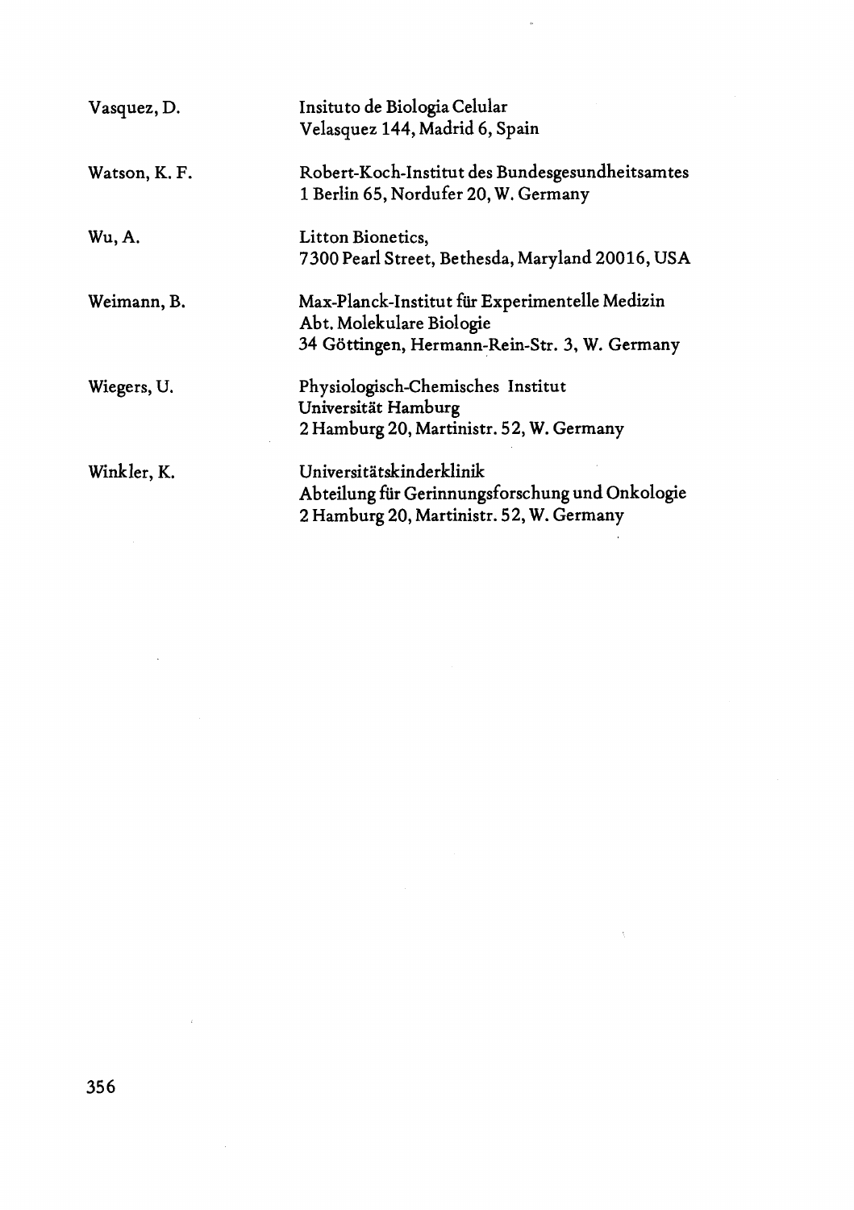| | |
|---|---|
| Vasquez, D. | Insituto de Biologia Celular<br>Velasquez 144, Madrid 6, Spain |
| Watson, K. F. | Robert-Koch-Institut des Bundesgesundheitsamtes<br>1 Berlin 65, Nordufer 20, W. Germany |
| Wu, A. | Litton Bionetics,<br>7300 Pearl Street, Bethesda, Maryland 20016, USA |
| Weimann, B. | Max-Planck-Institut für Experimentelle Medizin<br>Abt. Molekulare Biologie<br>34 Göttingen, Hermann-Rein-Str. 3, W. Germany |
| Wiegers, U. | Physiologisch-Chemisches Institut<br>Universität Hamburg<br>2 Hamburg 20, Martinistr. 52, W. Germany |
| Winkler, K. | Universitätskinderklinik<br>Abteilung für Gerinnungsforschung und Onkologie<br>2 Hamburg 20, Martinistr. 52, W. Germany |